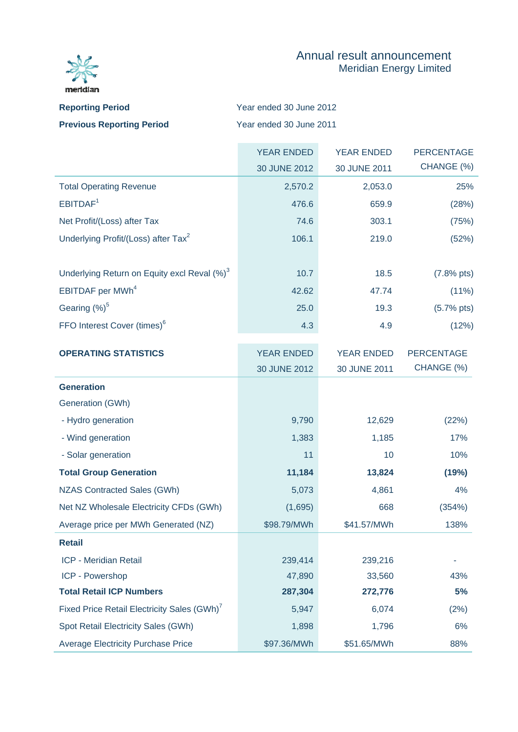meridian

# Annual result announcement

## Meridian Energy Limited

**Reporting Period** Year ended 30 June 2012

**Previous Reporting Period** Year ended 30 June 2011

| | YEAR ENDED 30 JUNE 2012 | YEAR ENDED 30 JUNE 2011 | PERCENTAGE CHANGE (%) |
|---|---|---|---|
| Total Operating Revenue | 2,570.2 | 2,053.0 | 25% |
| EBITDAF[1] | 476.6 | 659.9 | (28%) |
| Net Profit/(Loss) after Tax | 74.6 | 303.1 | (75%) |
| Underlying Profit/(Loss) after Tax[2] | 106.1 | 219.0 | (52%) |
| | | | |
| Underlying Return on Equity excl Reval (%)[3] | 10.7 | 18.5 | (7.8% pts) |
| EBITDAF per MWh[4] | 42.62 | 47.74 | (11%) |
| Gearing (%)[5] | 25.0 | 19.3 | (5.7% pts) |
| FFO Interest Cover (times)[6] | 4.3 | 4.9 | (12%) |

| **OPERATING STATISTICS** | YEAR ENDED 30 JUNE 2012 | YEAR ENDED 30 JUNE 2011 | PERCENTAGE CHANGE (%) |
|---|---|---|---|
| **Generation** | | | |
| Generation (GWh) | | | |
| - Hydro generation | 9,790 | 12,629 | (22%) |
| - Wind generation | 1,383 | 1,185 | 17% |
| - Solar generation | 11 | 10 | 10% |
| **Total Group Generation** | **11,184** | **13,824** | **(19%)** |
| NZAS Contracted Sales (GWh) | 5,073 | 4,861 | 4% |
| Net NZ Wholesale Electricity CFDs (GWh) | (1,695) | 668 | (354%) |
| Average price per MWh Generated (NZ) | $98.79/MWh | $41.57/MWh | 138% |
| **Retail** | | | |
| ICP - Meridian Retail | 239,414 | 239,216 | - |
| ICP - Powershop | 47,890 | 33,560 | 43% |
| **Total Retail ICP Numbers** | **287,304** | **272,776** | **5%** |
| Fixed Price Retail Electricity Sales (GWh)[7] | 5,947 | 6,074 | (2%) |
| Spot Retail Electricity Sales (GWh) | 1,898 | 1,796 | 6% |
| Average Electricity Purchase Price | $97.36/MWh | $51.65/MWh | 88% |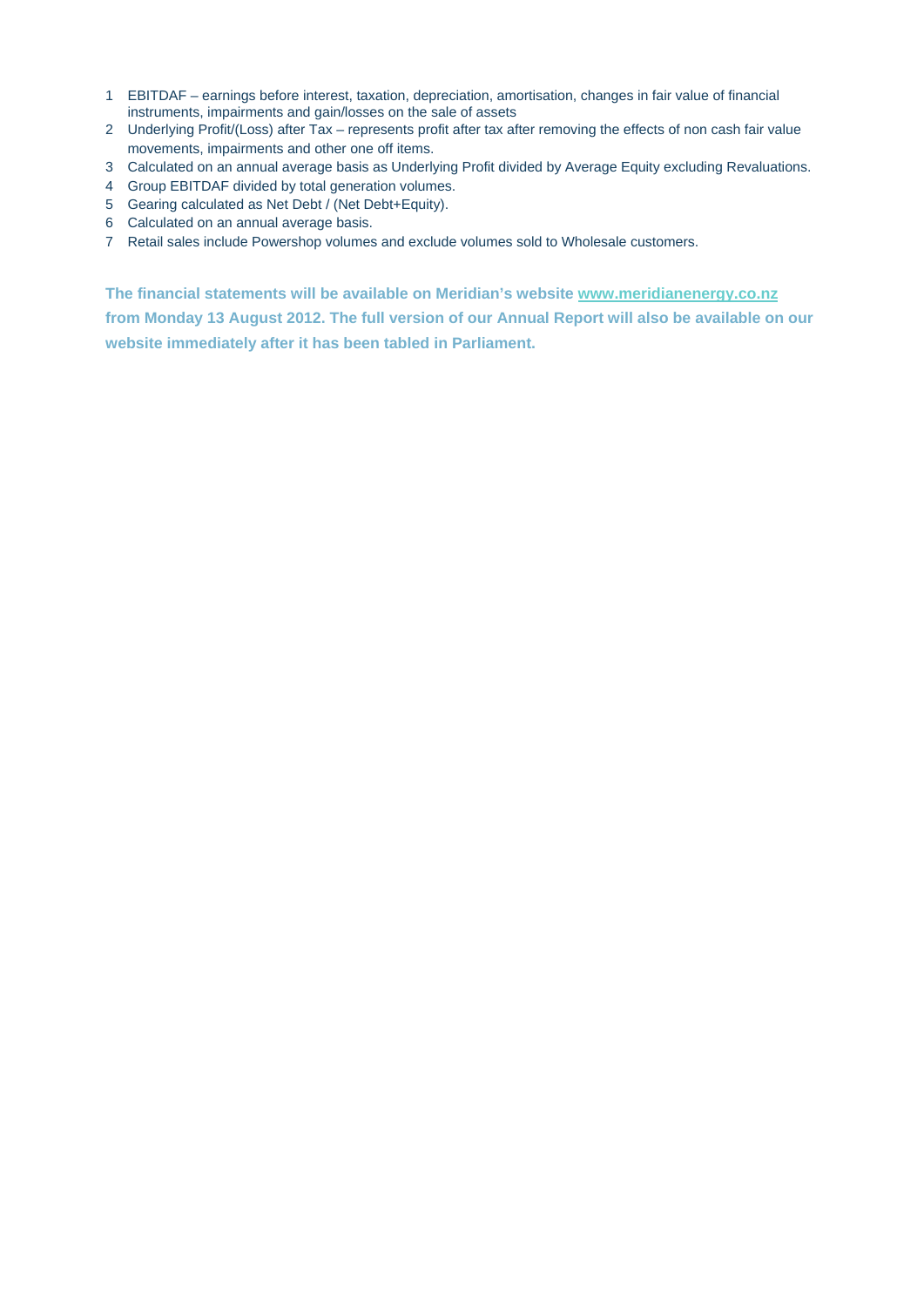1. EBITDAF – earnings before interest, taxation, depreciation, amortisation, changes in fair value of financial instruments, impairments and gain/losses on the sale of assets
2. Underlying Profit/(Loss) after Tax – represents profit after tax after removing the effects of non cash fair value movements, impairments and other one off items.
3. Calculated on an annual average basis as Underlying Profit divided by Average Equity excluding Revaluations.
4. Group EBITDAF divided by total generation volumes.
5. Gearing calculated as Net Debt / (Net Debt+Equity).
6. Calculated on an annual average basis.
7. Retail sales include Powershop volumes and exclude volumes sold to Wholesale customers.

**The financial statements will be available on Meridian's website [www.meridianenergy.co.nz](http://www.meridianenergy.co.nz) from Monday 13 August 2012. The full version of our Annual Report will also be available on our website immediately after it has been tabled in Parliament.**